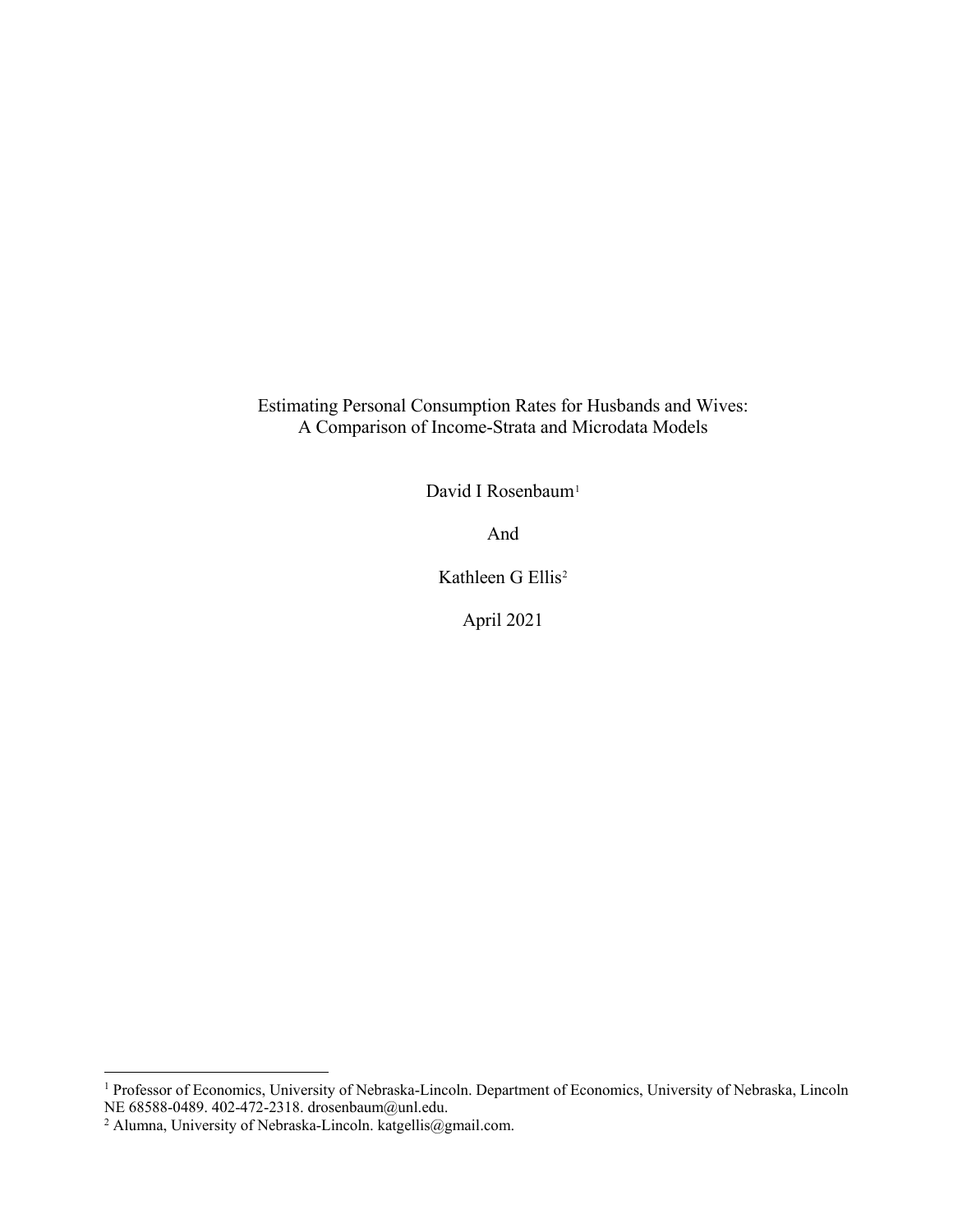# Estimating Personal Consumption Rates for Husbands and Wives: A Comparison of Income-Strata and Microdata Models

David I Rosenbaum[1]

And

Kathleen G Ellis[2]

April 2021

---

[1] Professor of Economics, University of Nebraska-Lincoln. Department of Economics, University of Nebraska, Lincoln NE 68588-0489. 402-472-2318. drosenbaum@unl.edu.

[2] Alumna, University of Nebraska-Lincoln. katgellis@gmail.com.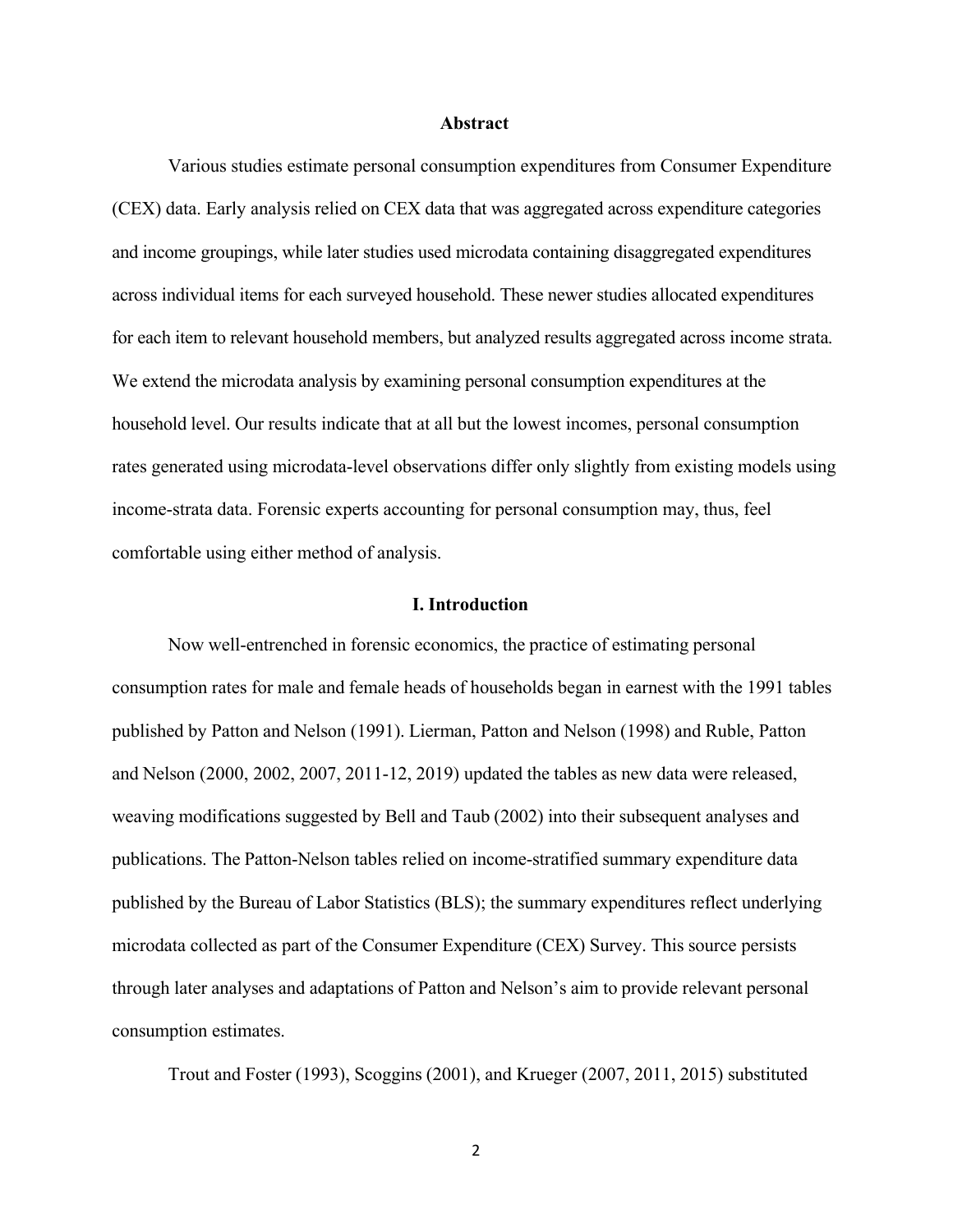## Abstract

Various studies estimate personal consumption expenditures from Consumer Expenditure (CEX) data. Early analysis relied on CEX data that was aggregated across expenditure categories and income groupings, while later studies used microdata containing disaggregated expenditures across individual items for each surveyed household. These newer studies allocated expenditures for each item to relevant household members, but analyzed results aggregated across income strata. We extend the microdata analysis by examining personal consumption expenditures at the household level. Our results indicate that at all but the lowest incomes, personal consumption rates generated using microdata-level observations differ only slightly from existing models using income-strata data. Forensic experts accounting for personal consumption may, thus, feel comfortable using either method of analysis.

## I. Introduction

Now well-entrenched in forensic economics, the practice of estimating personal consumption rates for male and female heads of households began in earnest with the 1991 tables published by Patton and Nelson (1991). Lierman, Patton and Nelson (1998) and Ruble, Patton and Nelson (2000, 2002, 2007, 2011-12, 2019) updated the tables as new data were released, weaving modifications suggested by Bell and Taub (2002) into their subsequent analyses and publications. The Patton-Nelson tables relied on income-stratified summary expenditure data published by the Bureau of Labor Statistics (BLS); the summary expenditures reflect underlying microdata collected as part of the Consumer Expenditure (CEX) Survey. This source persists through later analyses and adaptations of Patton and Nelson's aim to provide relevant personal consumption estimates.

Trout and Foster (1993), Scoggins (2001), and Krueger (2007, 2011, 2015) substituted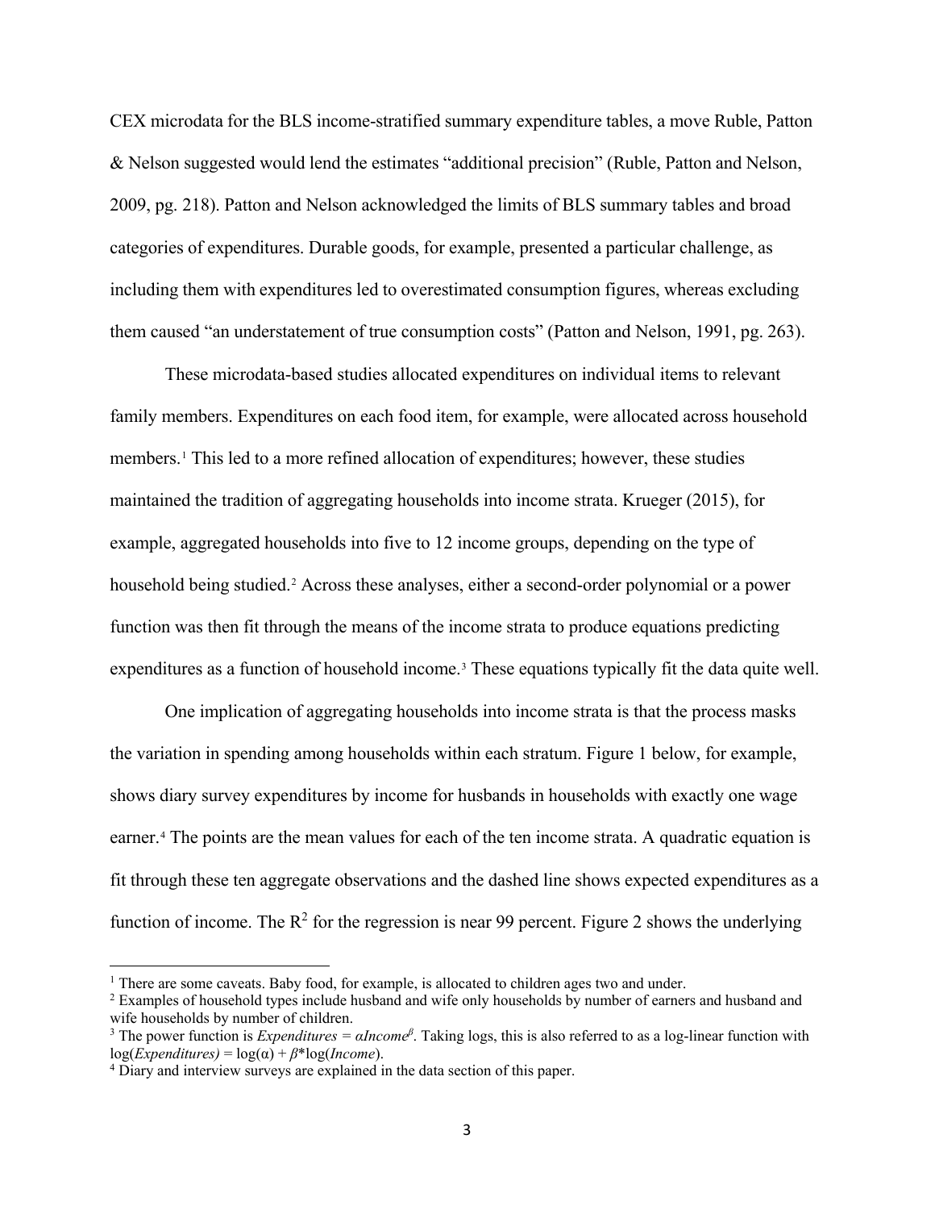CEX microdata for the BLS income-stratified summary expenditure tables, a move Ruble, Patton & Nelson suggested would lend the estimates "additional precision" (Ruble, Patton and Nelson, 2009, pg. 218). Patton and Nelson acknowledged the limits of BLS summary tables and broad categories of expenditures. Durable goods, for example, presented a particular challenge, as including them with expenditures led to overestimated consumption figures, whereas excluding them caused "an understatement of true consumption costs" (Patton and Nelson, 1991, pg. 263).

These microdata-based studies allocated expenditures on individual items to relevant family members. Expenditures on each food item, for example, were allocated across household members.[1] This led to a more refined allocation of expenditures; however, these studies maintained the tradition of aggregating households into income strata. Krueger (2015), for example, aggregated households into five to 12 income groups, depending on the type of household being studied.[2] Across these analyses, either a second-order polynomial or a power function was then fit through the means of the income strata to produce equations predicting expenditures as a function of household income.[3] These equations typically fit the data quite well.

One implication of aggregating households into income strata is that the process masks the variation in spending among households within each stratum. Figure 1 below, for example, shows diary survey expenditures by income for husbands in households with exactly one wage earner.[4] The points are the mean values for each of the ten income strata. A quadratic equation is fit through these ten aggregate observations and the dashed line shows expected expenditures as a function of income. The $R^2$ for the regression is near 99 percent. Figure 2 shows the underlying

---

[1] There are some caveats. Baby food, for example, is allocated to children ages two and under.

[2] Examples of household types include husband and wife only households by number of earners and husband and wife households by number of children.

[3] The power function is $Expenditures = \alpha Income^{\beta}$. Taking logs, this is also referred to as a log-linear function with $\log(Expenditures) = \log(\alpha) + \beta * \log(Income)$.

[4] Diary and interview surveys are explained in the data section of this paper.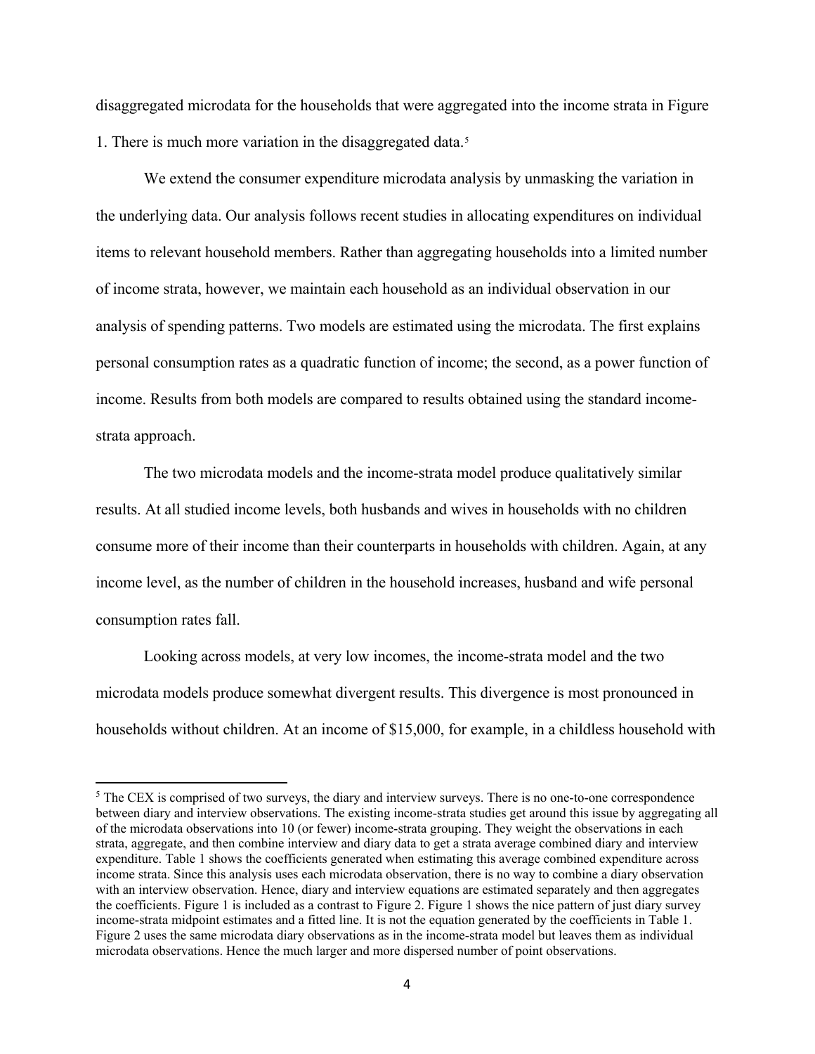disaggregated microdata for the households that were aggregated into the income strata in Figure 1. There is much more variation in the disaggregated data.[5]

We extend the consumer expenditure microdata analysis by unmasking the variation in the underlying data. Our analysis follows recent studies in allocating expenditures on individual items to relevant household members. Rather than aggregating households into a limited number of income strata, however, we maintain each household as an individual observation in our analysis of spending patterns. Two models are estimated using the microdata. The first explains personal consumption rates as a quadratic function of income; the second, as a power function of income. Results from both models are compared to results obtained using the standard income-strata approach.

The two microdata models and the income-strata model produce qualitatively similar results. At all studied income levels, both husbands and wives in households with no children consume more of their income than their counterparts in households with children. Again, at any income level, as the number of children in the household increases, husband and wife personal consumption rates fall.

Looking across models, at very low incomes, the income-strata model and the two microdata models produce somewhat divergent results. This divergence is most pronounced in households without children. At an income of $15,000, for example, in a childless household with

---

[5] The CEX is comprised of two surveys, the diary and interview surveys. There is no one-to-one correspondence between diary and interview observations. The existing income-strata studies get around this issue by aggregating all of the microdata observations into 10 (or fewer) income-strata grouping. They weight the observations in each strata, aggregate, and then combine interview and diary data to get a strata average combined diary and interview expenditure. Table 1 shows the coefficients generated when estimating this average combined expenditure across income strata. Since this analysis uses each microdata observation, there is no way to combine a diary observation with an interview observation. Hence, diary and interview equations are estimated separately and then aggregates the coefficients. Figure 1 is included as a contrast to Figure 2. Figure 1 shows the nice pattern of just diary survey income-strata midpoint estimates and a fitted line. It is not the equation generated by the coefficients in Table 1. Figure 2 uses the same microdata diary observations as in the income-strata model but leaves them as individual microdata observations. Hence the much larger and more dispersed number of point observations.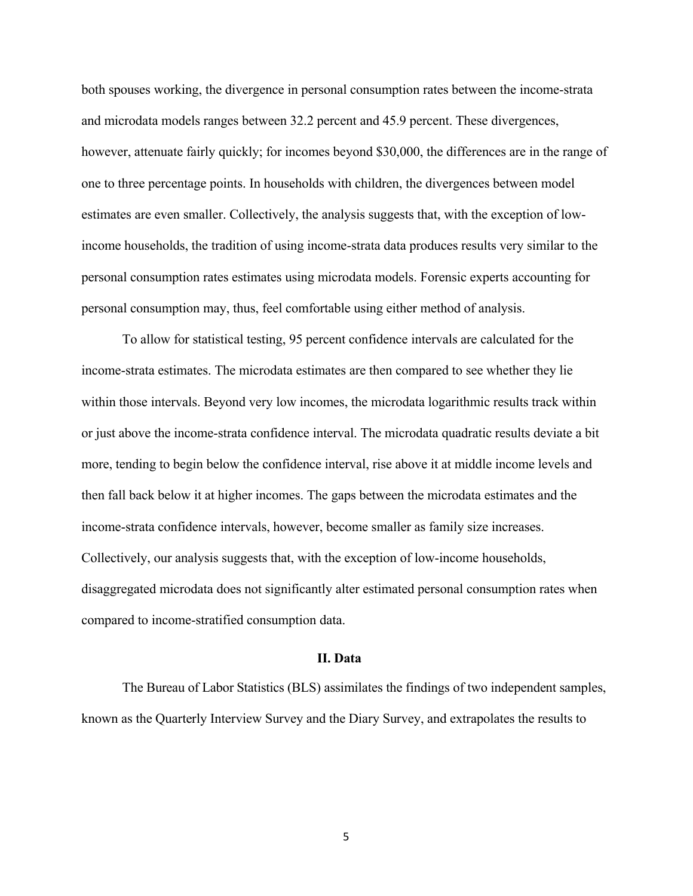both spouses working, the divergence in personal consumption rates between the income-strata and microdata models ranges between 32.2 percent and 45.9 percent. These divergences, however, attenuate fairly quickly; for incomes beyond $30,000, the differences are in the range of one to three percentage points. In households with children, the divergences between model estimates are even smaller. Collectively, the analysis suggests that, with the exception of low-income households, the tradition of using income-strata data produces results very similar to the personal consumption rates estimates using microdata models. Forensic experts accounting for personal consumption may, thus, feel comfortable using either method of analysis.

To allow for statistical testing, 95 percent confidence intervals are calculated for the income-strata estimates. The microdata estimates are then compared to see whether they lie within those intervals. Beyond very low incomes, the microdata logarithmic results track within or just above the income-strata confidence interval. The microdata quadratic results deviate a bit more, tending to begin below the confidence interval, rise above it at middle income levels and then fall back below it at higher incomes. The gaps between the microdata estimates and the income-strata confidence intervals, however, become smaller as family size increases. Collectively, our analysis suggests that, with the exception of low-income households, disaggregated microdata does not significantly alter estimated personal consumption rates when compared to income-stratified consumption data.

## II. Data

The Bureau of Labor Statistics (BLS) assimilates the findings of two independent samples, known as the Quarterly Interview Survey and the Diary Survey, and extrapolates the results to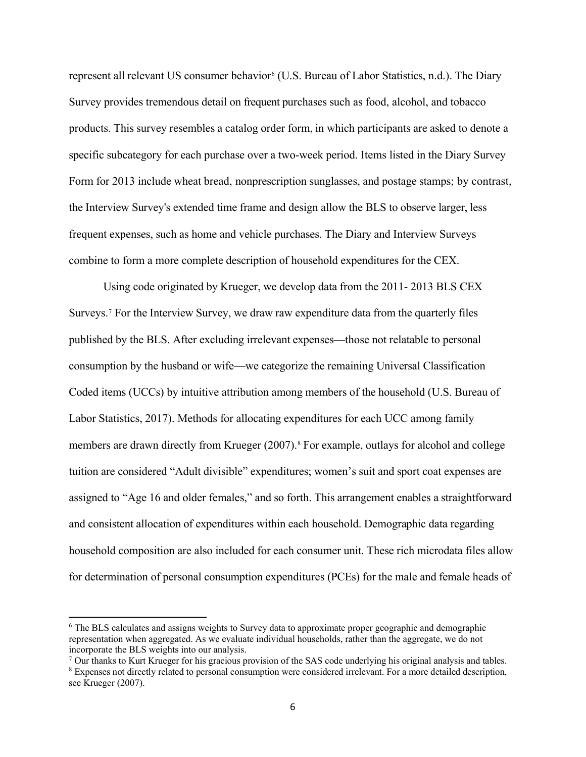represent all relevant US consumer behavior[6] (U.S. Bureau of Labor Statistics, n.d.). The Diary Survey provides tremendous detail on frequent purchases such as food, alcohol, and tobacco products. This survey resembles a catalog order form, in which participants are asked to denote a specific subcategory for each purchase over a two-week period. Items listed in the Diary Survey Form for 2013 include wheat bread, nonprescription sunglasses, and postage stamps; by contrast, the Interview Survey's extended time frame and design allow the BLS to observe larger, less frequent expenses, such as home and vehicle purchases. The Diary and Interview Surveys combine to form a more complete description of household expenditures for the CEX.

Using code originated by Krueger, we develop data from the 2011- 2013 BLS CEX Surveys.[7] For the Interview Survey, we draw raw expenditure data from the quarterly files published by the BLS. After excluding irrelevant expenses—those not relatable to personal consumption by the husband or wife—we categorize the remaining Universal Classification Coded items (UCCs) by intuitive attribution among members of the household (U.S. Bureau of Labor Statistics, 2017). Methods for allocating expenditures for each UCC among family members are drawn directly from Krueger (2007).[8] For example, outlays for alcohol and college tuition are considered "Adult divisible" expenditures; women's suit and sport coat expenses are assigned to "Age 16 and older females," and so forth. This arrangement enables a straightforward and consistent allocation of expenditures within each household. Demographic data regarding household composition are also included for each consumer unit. These rich microdata files allow for determination of personal consumption expenditures (PCEs) for the male and female heads of

---

[6] The BLS calculates and assigns weights to Survey data to approximate proper geographic and demographic representation when aggregated. As we evaluate individual households, rather than the aggregate, we do not incorporate the BLS weights into our analysis.

[7] Our thanks to Kurt Krueger for his gracious provision of the SAS code underlying his original analysis and tables.

[8] Expenses not directly related to personal consumption were considered irrelevant. For a more detailed description, see Krueger (2007).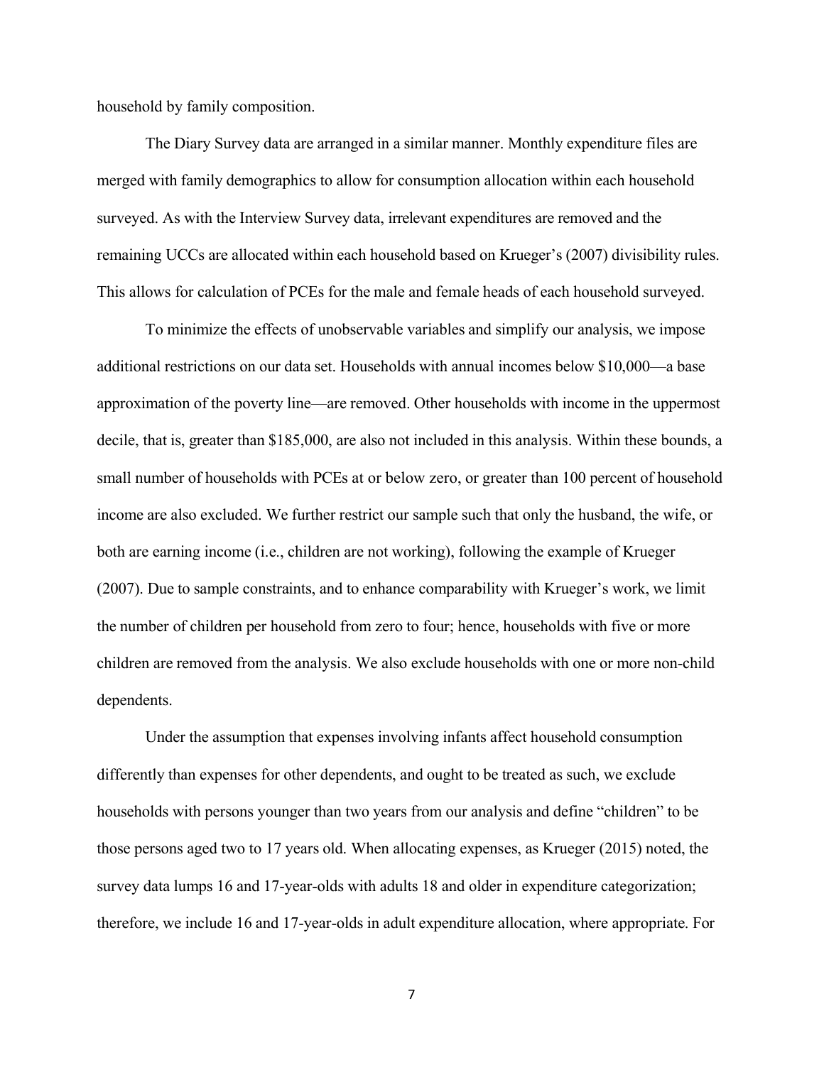household by family composition.

The Diary Survey data are arranged in a similar manner. Monthly expenditure files are merged with family demographics to allow for consumption allocation within each household surveyed. As with the Interview Survey data, irrelevant expenditures are removed and the remaining UCCs are allocated within each household based on Krueger's (2007) divisibility rules. This allows for calculation of PCEs for the male and female heads of each household surveyed.

To minimize the effects of unobservable variables and simplify our analysis, we impose additional restrictions on our data set. Households with annual incomes below \$10,000—a base approximation of the poverty line—are removed. Other households with income in the uppermost decile, that is, greater than \$185,000, are also not included in this analysis. Within these bounds, a small number of households with PCEs at or below zero, or greater than 100 percent of household income are also excluded. We further restrict our sample such that only the husband, the wife, or both are earning income (i.e., children are not working), following the example of Krueger (2007). Due to sample constraints, and to enhance comparability with Krueger's work, we limit the number of children per household from zero to four; hence, households with five or more children are removed from the analysis. We also exclude households with one or more non-child dependents.

Under the assumption that expenses involving infants affect household consumption differently than expenses for other dependents, and ought to be treated as such, we exclude households with persons younger than two years from our analysis and define "children" to be those persons aged two to 17 years old. When allocating expenses, as Krueger (2015) noted, the survey data lumps 16 and 17-year-olds with adults 18 and older in expenditure categorization; therefore, we include 16 and 17-year-olds in adult expenditure allocation, where appropriate. For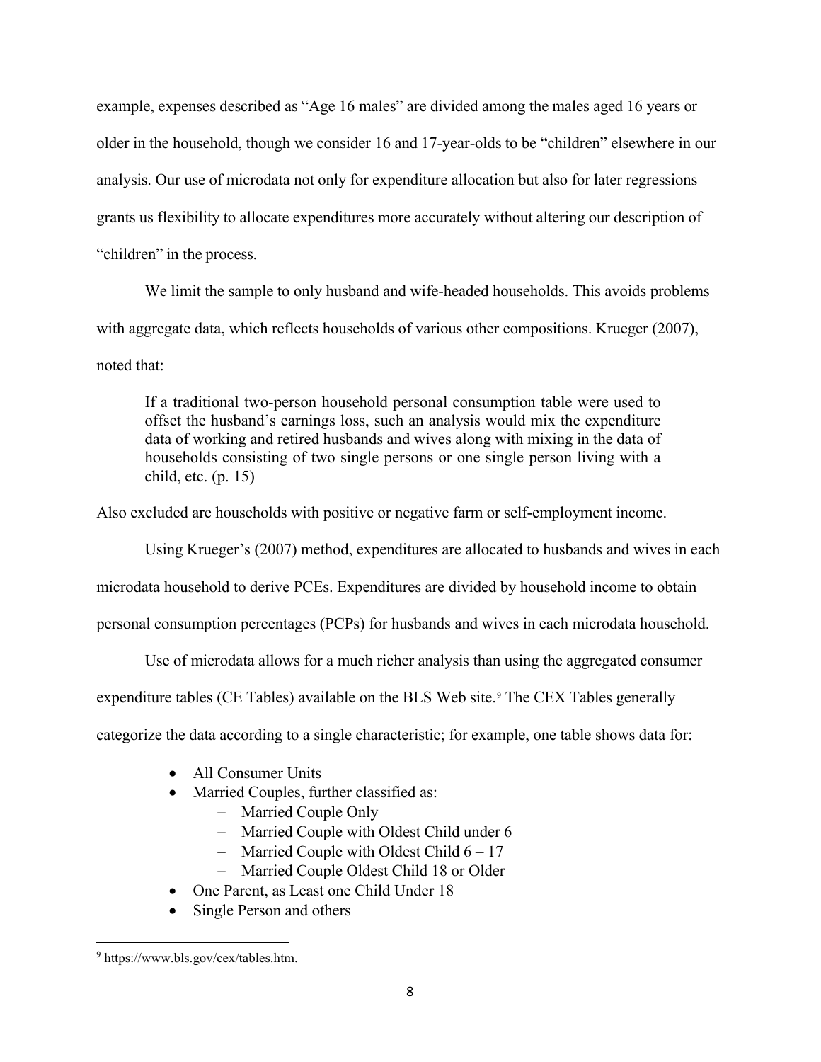example, expenses described as "Age 16 males" are divided among the males aged 16 years or older in the household, though we consider 16 and 17-year-olds to be "children" elsewhere in our analysis. Our use of microdata not only for expenditure allocation but also for later regressions grants us flexibility to allocate expenditures more accurately without altering our description of "children" in the process.

We limit the sample to only husband and wife-headed households. This avoids problems with aggregate data, which reflects households of various other compositions. Krueger (2007), noted that:

> If a traditional two-person household personal consumption table were used to offset the husband's earnings loss, such an analysis would mix the expenditure data of working and retired husbands and wives along with mixing in the data of households consisting of two single persons or one single person living with a child, etc. (p. 15)

Also excluded are households with positive or negative farm or self-employment income.

Using Krueger's (2007) method, expenditures are allocated to husbands and wives in each microdata household to derive PCEs. Expenditures are divided by household income to obtain personal consumption percentages (PCPs) for husbands and wives in each microdata household.

Use of microdata allows for a much richer analysis than using the aggregated consumer expenditure tables (CE Tables) available on the BLS Web site.[9] The CEX Tables generally categorize the data according to a single characteristic; for example, one table shows data for:

- All Consumer Units
- Married Couples, further classified as:
  - Married Couple Only
  - Married Couple with Oldest Child under 6
  - Married Couple with Oldest Child 6 – 17
  - Married Couple Oldest Child 18 or Older
- One Parent, as Least one Child Under 18
- Single Person and others

[9] https://www.bls.gov/cex/tables.htm.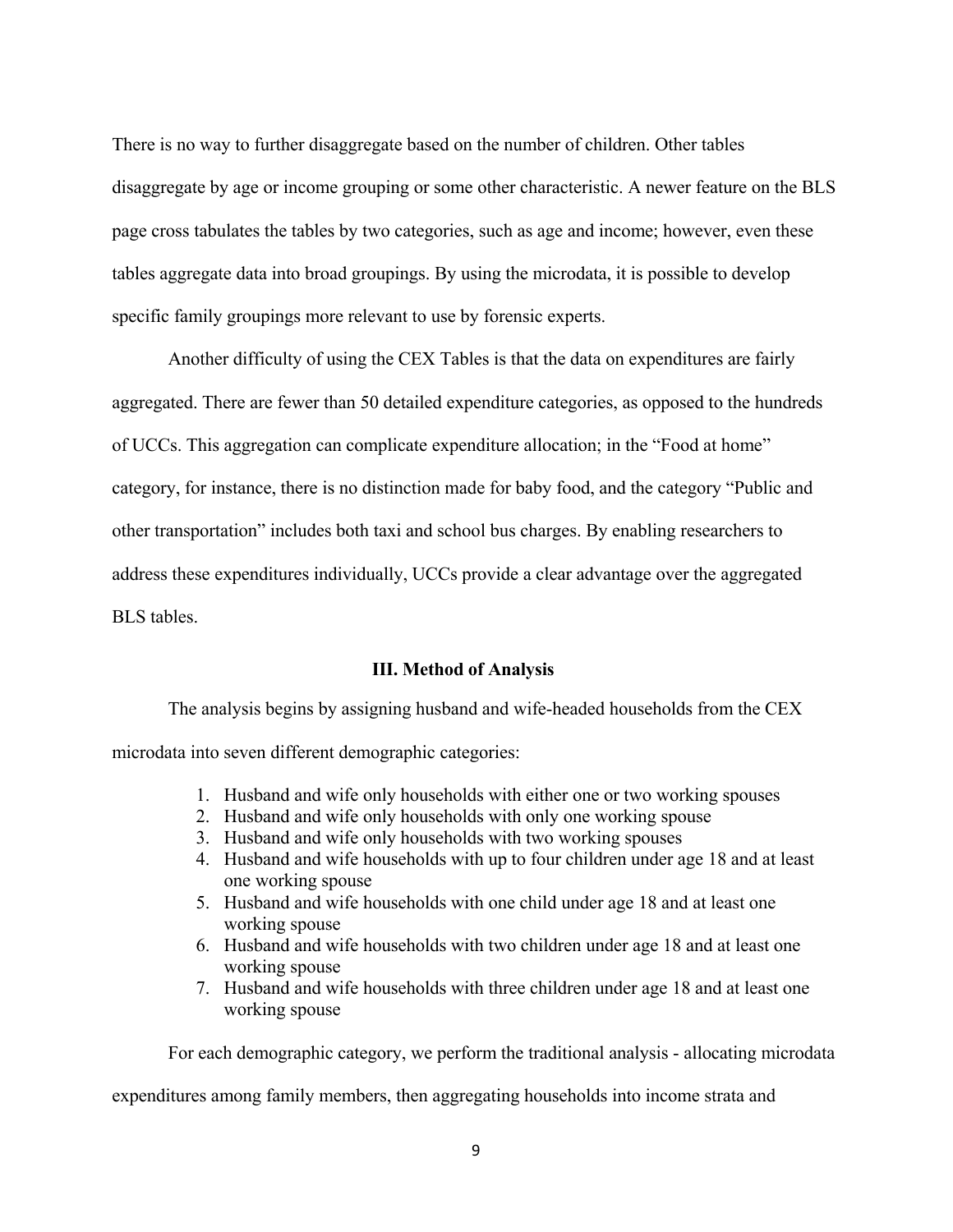There is no way to further disaggregate based on the number of children. Other tables disaggregate by age or income grouping or some other characteristic. A newer feature on the BLS page cross tabulates the tables by two categories, such as age and income; however, even these tables aggregate data into broad groupings. By using the microdata, it is possible to develop specific family groupings more relevant to use by forensic experts.

Another difficulty of using the CEX Tables is that the data on expenditures are fairly aggregated. There are fewer than 50 detailed expenditure categories, as opposed to the hundreds of UCCs. This aggregation can complicate expenditure allocation; in the "Food at home" category, for instance, there is no distinction made for baby food, and the category "Public and other transportation" includes both taxi and school bus charges. By enabling researchers to address these expenditures individually, UCCs provide a clear advantage over the aggregated BLS tables.

## III. Method of Analysis

The analysis begins by assigning husband and wife-headed households from the CEX microdata into seven different demographic categories:

1. Husband and wife only households with either one or two working spouses
2. Husband and wife only households with only one working spouse
3. Husband and wife only households with two working spouses
4. Husband and wife households with up to four children under age 18 and at least one working spouse
5. Husband and wife households with one child under age 18 and at least one working spouse
6. Husband and wife households with two children under age 18 and at least one working spouse
7. Husband and wife households with three children under age 18 and at least one working spouse

For each demographic category, we perform the traditional analysis - allocating microdata expenditures among family members, then aggregating households into income strata and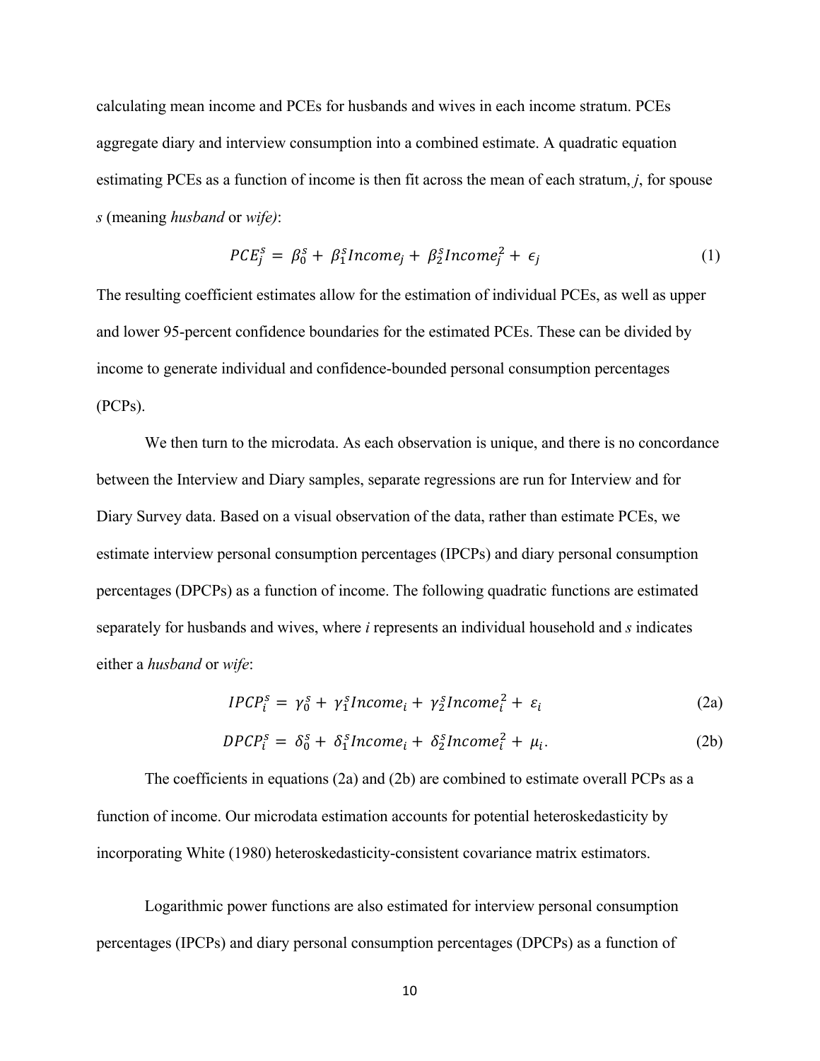calculating mean income and PCEs for husbands and wives in each income stratum. PCEs aggregate diary and interview consumption into a combined estimate. A quadratic equation estimating PCEs as a function of income is then fit across the mean of each stratum, *j*, for spouse *s* (meaning *husband* or *wife)*:

$$PCE_j^s = \beta_0^s + \beta_1^s Income_j + \beta_2^s Income_j^2 + \epsilon_j \tag{1}$$

The resulting coefficient estimates allow for the estimation of individual PCEs, as well as upper and lower 95-percent confidence boundaries for the estimated PCEs. These can be divided by income to generate individual and confidence-bounded personal consumption percentages (PCPs).

We then turn to the microdata. As each observation is unique, and there is no concordance between the Interview and Diary samples, separate regressions are run for Interview and for Diary Survey data. Based on a visual observation of the data, rather than estimate PCEs, we estimate interview personal consumption percentages (IPCPs) and diary personal consumption percentages (DPCPs) as a function of income. The following quadratic functions are estimated separately for husbands and wives, where *i* represents an individual household and *s* indicates either a *husband* or *wife*:

$$IPCP_i^s = \gamma_0^s + \gamma_1^s Income_i + \gamma_2^s Income_i^2 + \varepsilon_i \tag{2a}$$

$$DPCP_i^s = \delta_0^s + \delta_1^s Income_i + \delta_2^s Income_i^2 + \mu_i. \tag{2b}$$

The coefficients in equations (2a) and (2b) are combined to estimate overall PCPs as a function of income. Our microdata estimation accounts for potential heteroskedasticity by incorporating White (1980) heteroskedasticity-consistent covariance matrix estimators.

Logarithmic power functions are also estimated for interview personal consumption percentages (IPCPs) and diary personal consumption percentages (DPCPs) as a function of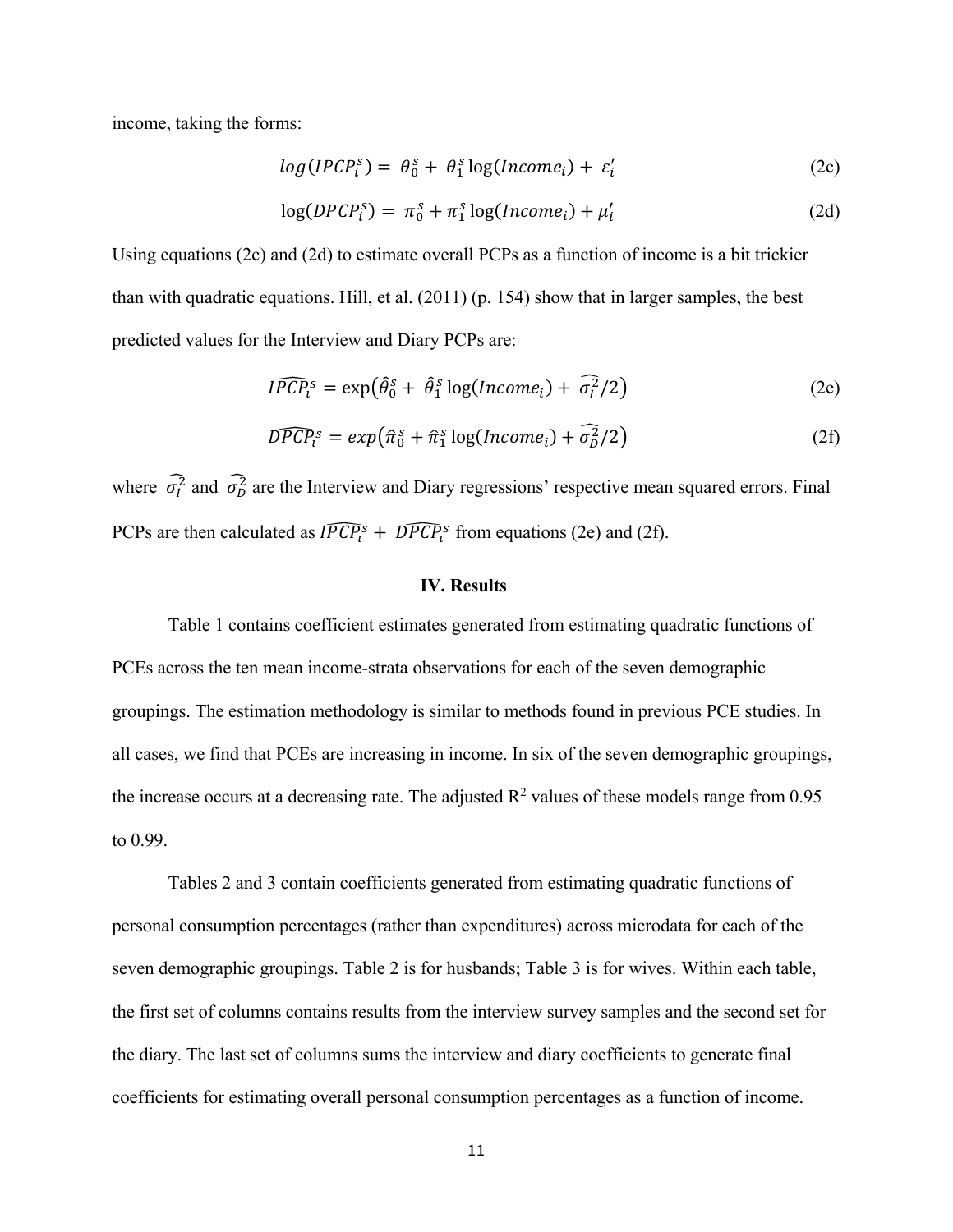income, taking the forms:

$$log(IPCP_i^s) = \theta_0^s + \theta_1^s \log(Income_i) + \varepsilon_i' \tag{2c}$$

$$\log(DPCP_i^s) = \pi_0^s + \pi_1^s \log(Income_i) + \mu_i' \tag{2d}$$

Using equations (2c) and (2d) to estimate overall PCPs as a function of income is a bit trickier than with quadratic equations. Hill, et al. (2011) (p. 154) show that in larger samples, the best predicted values for the Interview and Diary PCPs are:

$$\widehat{IPCP_i^s} = \exp\left(\hat{\theta}_0^s + \hat{\theta}_1^s \log(Income_i) + \widehat{\sigma_I^2}/2\right) \tag{2e}$$

$$\widehat{DPCP_i^s} = exp\left(\hat{\pi}_0^s + \hat{\pi}_1^s \log(Income_i) + \widehat{\sigma_D^2}/2\right) \tag{2f}$$

where $\widehat{\sigma_I^2}$ and $\widehat{\sigma_D^2}$ are the Interview and Diary regressions' respective mean squared errors. Final PCPs are then calculated as $\widehat{IPCP_i^s} + \widehat{DPCP_i^s}$ from equations (2e) and (2f).

## IV. Results

Table 1 contains coefficient estimates generated from estimating quadratic functions of PCEs across the ten mean income-strata observations for each of the seven demographic groupings. The estimation methodology is similar to methods found in previous PCE studies. In all cases, we find that PCEs are increasing in income. In six of the seven demographic groupings, the increase occurs at a decreasing rate. The adjusted $R^2$ values of these models range from 0.95 to 0.99.

Tables 2 and 3 contain coefficients generated from estimating quadratic functions of personal consumption percentages (rather than expenditures) across microdata for each of the seven demographic groupings. Table 2 is for husbands; Table 3 is for wives. Within each table, the first set of columns contains results from the interview survey samples and the second set for the diary. The last set of columns sums the interview and diary coefficients to generate final coefficients for estimating overall personal consumption percentages as a function of income.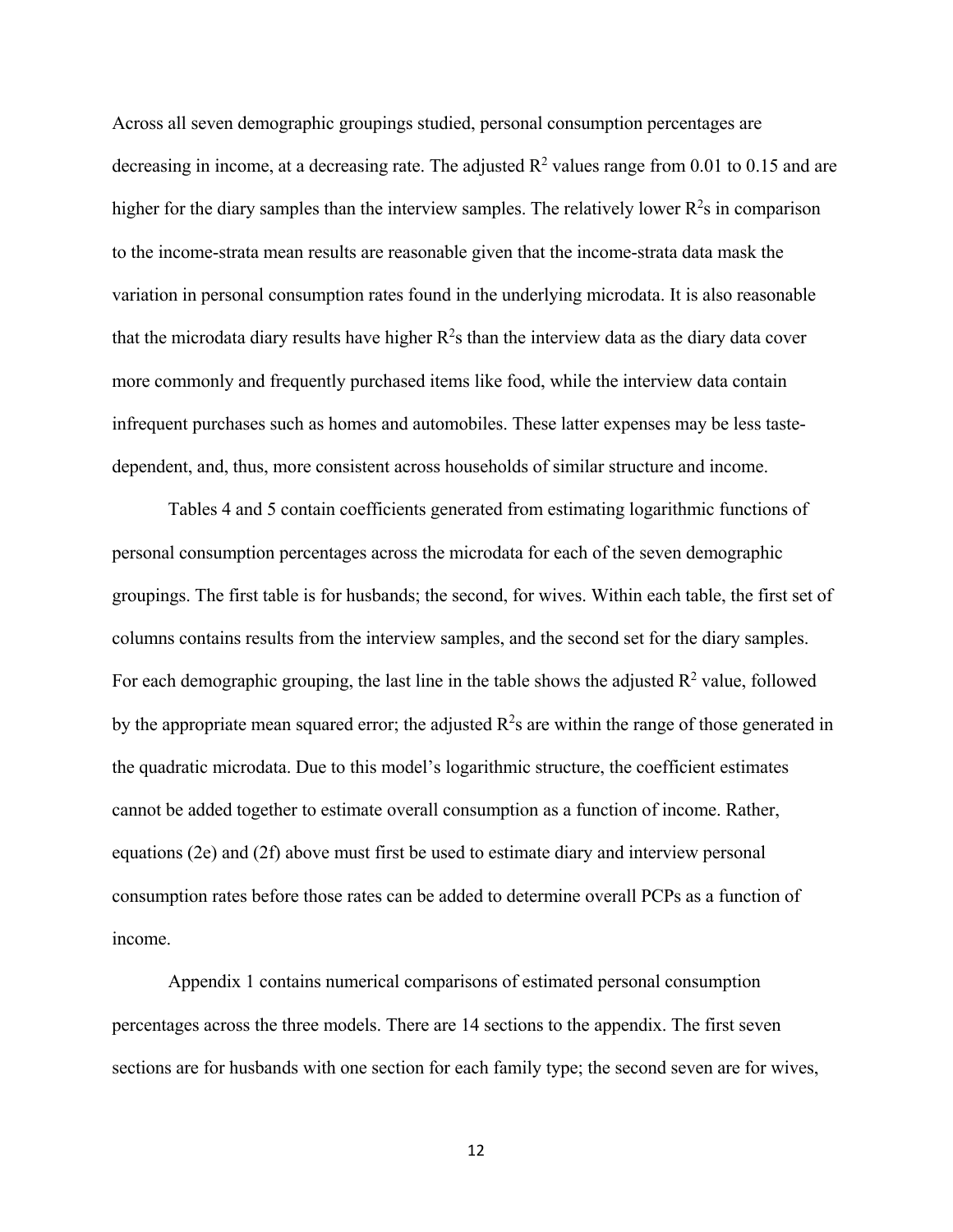Across all seven demographic groupings studied, personal consumption percentages are decreasing in income, at a decreasing rate. The adjusted $R^2$ values range from 0.01 to 0.15 and are higher for the diary samples than the interview samples. The relatively lower $R^2$s in comparison to the income-strata mean results are reasonable given that the income-strata data mask the variation in personal consumption rates found in the underlying microdata. It is also reasonable that the microdata diary results have higher $R^2$s than the interview data as the diary data cover more commonly and frequently purchased items like food, while the interview data contain infrequent purchases such as homes and automobiles. These latter expenses may be less taste-dependent, and, thus, more consistent across households of similar structure and income.

Tables 4 and 5 contain coefficients generated from estimating logarithmic functions of personal consumption percentages across the microdata for each of the seven demographic groupings. The first table is for husbands; the second, for wives. Within each table, the first set of columns contains results from the interview samples, and the second set for the diary samples. For each demographic grouping, the last line in the table shows the adjusted $R^2$ value, followed by the appropriate mean squared error; the adjusted $R^2$s are within the range of those generated in the quadratic microdata. Due to this model's logarithmic structure, the coefficient estimates cannot be added together to estimate overall consumption as a function of income. Rather, equations (2e) and (2f) above must first be used to estimate diary and interview personal consumption rates before those rates can be added to determine overall PCPs as a function of income.

Appendix 1 contains numerical comparisons of estimated personal consumption percentages across the three models. There are 14 sections to the appendix. The first seven sections are for husbands with one section for each family type; the second seven are for wives,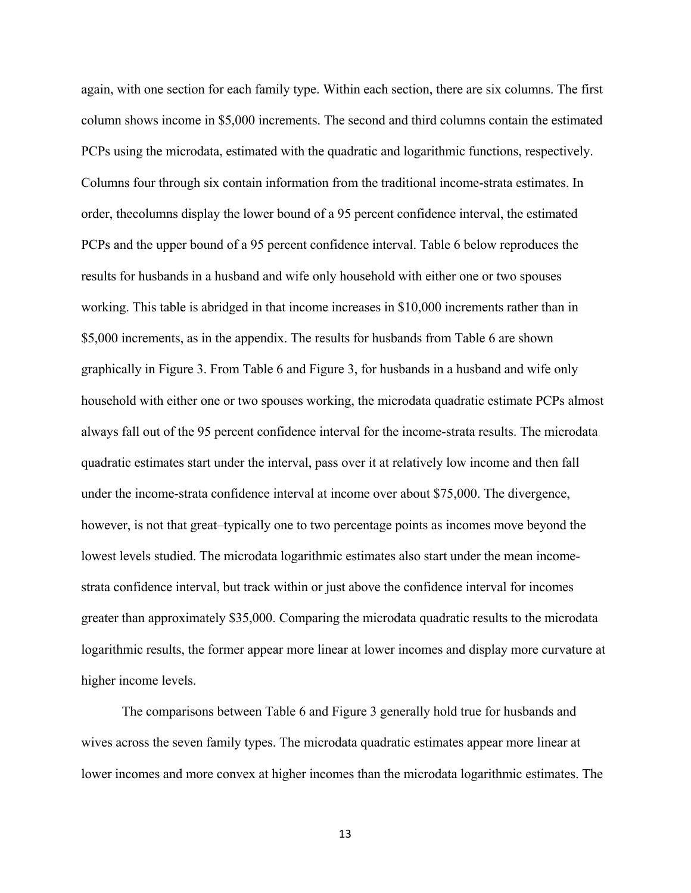again, with one section for each family type. Within each section, there are six columns. The first column shows income in $5,000 increments. The second and third columns contain the estimated PCPs using the microdata, estimated with the quadratic and logarithmic functions, respectively. Columns four through six contain information from the traditional income-strata estimates. In order, thecolumns display the lower bound of a 95 percent confidence interval, the estimated PCPs and the upper bound of a 95 percent confidence interval. Table 6 below reproduces the results for husbands in a husband and wife only household with either one or two spouses working. This table is abridged in that income increases in $10,000 increments rather than in $5,000 increments, as in the appendix. The results for husbands from Table 6 are shown graphically in Figure 3. From Table 6 and Figure 3, for husbands in a husband and wife only household with either one or two spouses working, the microdata quadratic estimate PCPs almost always fall out of the 95 percent confidence interval for the income-strata results. The microdata quadratic estimates start under the interval, pass over it at relatively low income and then fall under the income-strata confidence interval at income over about $75,000. The divergence, however, is not that great–typically one to two percentage points as incomes move beyond the lowest levels studied. The microdata logarithmic estimates also start under the mean income-strata confidence interval, but track within or just above the confidence interval for incomes greater than approximately $35,000. Comparing the microdata quadratic results to the microdata logarithmic results, the former appear more linear at lower incomes and display more curvature at higher income levels.

The comparisons between Table 6 and Figure 3 generally hold true for husbands and wives across the seven family types. The microdata quadratic estimates appear more linear at lower incomes and more convex at higher incomes than the microdata logarithmic estimates. The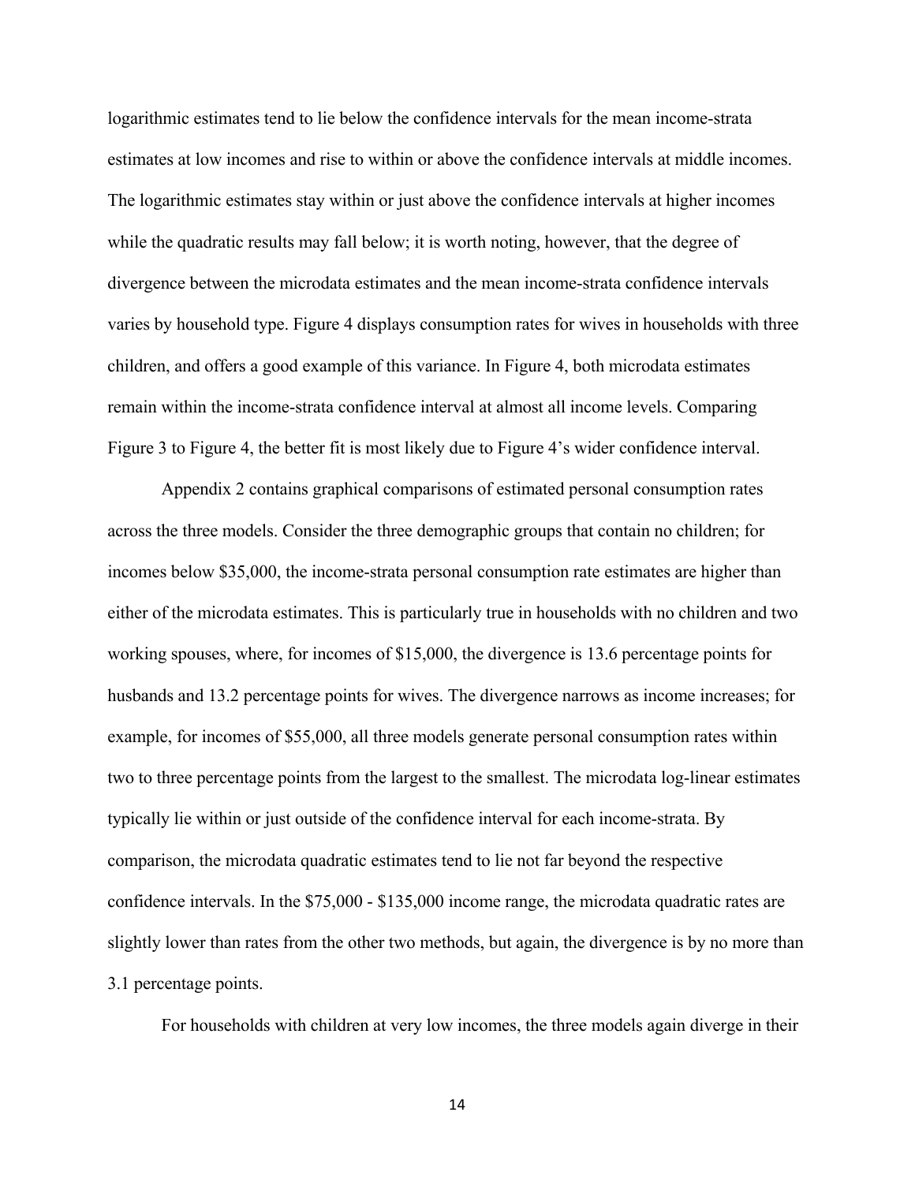logarithmic estimates tend to lie below the confidence intervals for the mean income-strata estimates at low incomes and rise to within or above the confidence intervals at middle incomes. The logarithmic estimates stay within or just above the confidence intervals at higher incomes while the quadratic results may fall below; it is worth noting, however, that the degree of divergence between the microdata estimates and the mean income-strata confidence intervals varies by household type. Figure 4 displays consumption rates for wives in households with three children, and offers a good example of this variance. In Figure 4, both microdata estimates remain within the income-strata confidence interval at almost all income levels. Comparing Figure 3 to Figure 4, the better fit is most likely due to Figure 4's wider confidence interval.

Appendix 2 contains graphical comparisons of estimated personal consumption rates across the three models. Consider the three demographic groups that contain no children; for incomes below $35,000, the income-strata personal consumption rate estimates are higher than either of the microdata estimates. This is particularly true in households with no children and two working spouses, where, for incomes of $15,000, the divergence is 13.6 percentage points for husbands and 13.2 percentage points for wives. The divergence narrows as income increases; for example, for incomes of $55,000, all three models generate personal consumption rates within two to three percentage points from the largest to the smallest. The microdata log-linear estimates typically lie within or just outside of the confidence interval for each income-strata. By comparison, the microdata quadratic estimates tend to lie not far beyond the respective confidence intervals. In the $75,000 - $135,000 income range, the microdata quadratic rates are slightly lower than rates from the other two methods, but again, the divergence is by no more than 3.1 percentage points.

For households with children at very low incomes, the three models again diverge in their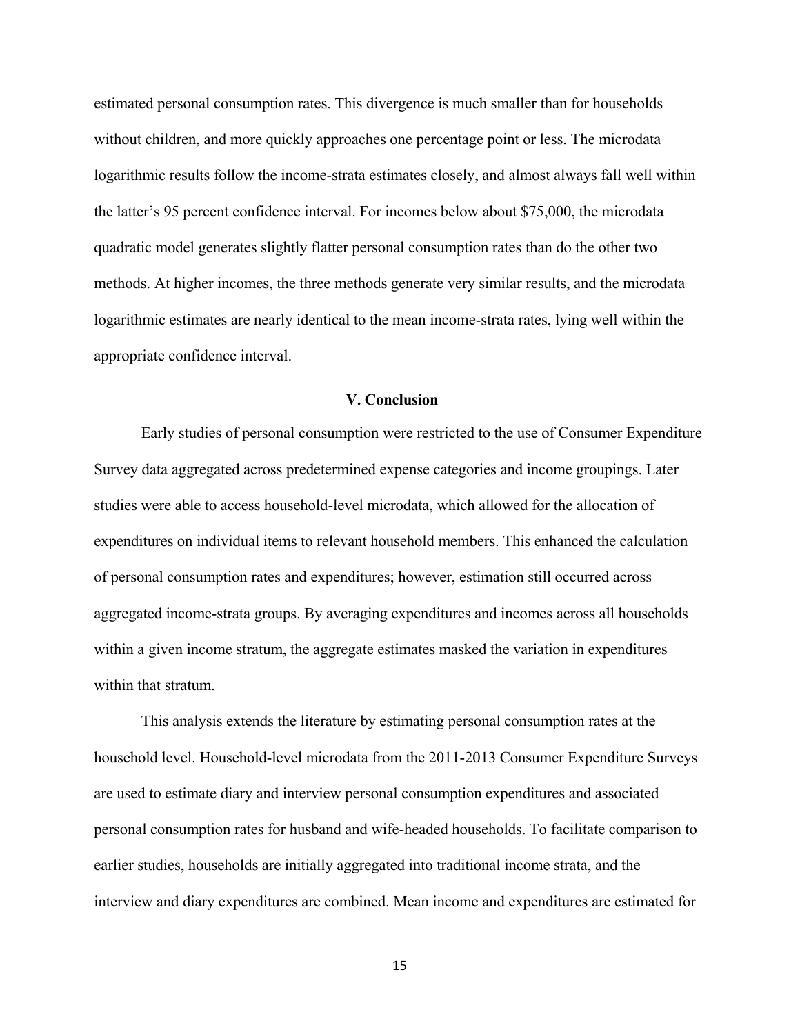estimated personal consumption rates. This divergence is much smaller than for households without children, and more quickly approaches one percentage point or less. The microdata logarithmic results follow the income-strata estimates closely, and almost always fall well within the latter's 95 percent confidence interval. For incomes below about $75,000, the microdata quadratic model generates slightly flatter personal consumption rates than do the other two methods. At higher incomes, the three methods generate very similar results, and the microdata logarithmic estimates are nearly identical to the mean income-strata rates, lying well within the appropriate confidence interval.

## V. Conclusion

Early studies of personal consumption were restricted to the use of Consumer Expenditure Survey data aggregated across predetermined expense categories and income groupings. Later studies were able to access household-level microdata, which allowed for the allocation of expenditures on individual items to relevant household members. This enhanced the calculation of personal consumption rates and expenditures; however, estimation still occurred across aggregated income-strata groups. By averaging expenditures and incomes across all households within a given income stratum, the aggregate estimates masked the variation in expenditures within that stratum.

This analysis extends the literature by estimating personal consumption rates at the household level. Household-level microdata from the 2011-2013 Consumer Expenditure Surveys are used to estimate diary and interview personal consumption expenditures and associated personal consumption rates for husband and wife-headed households. To facilitate comparison to earlier studies, households are initially aggregated into traditional income strata, and the interview and diary expenditures are combined. Mean income and expenditures are estimated for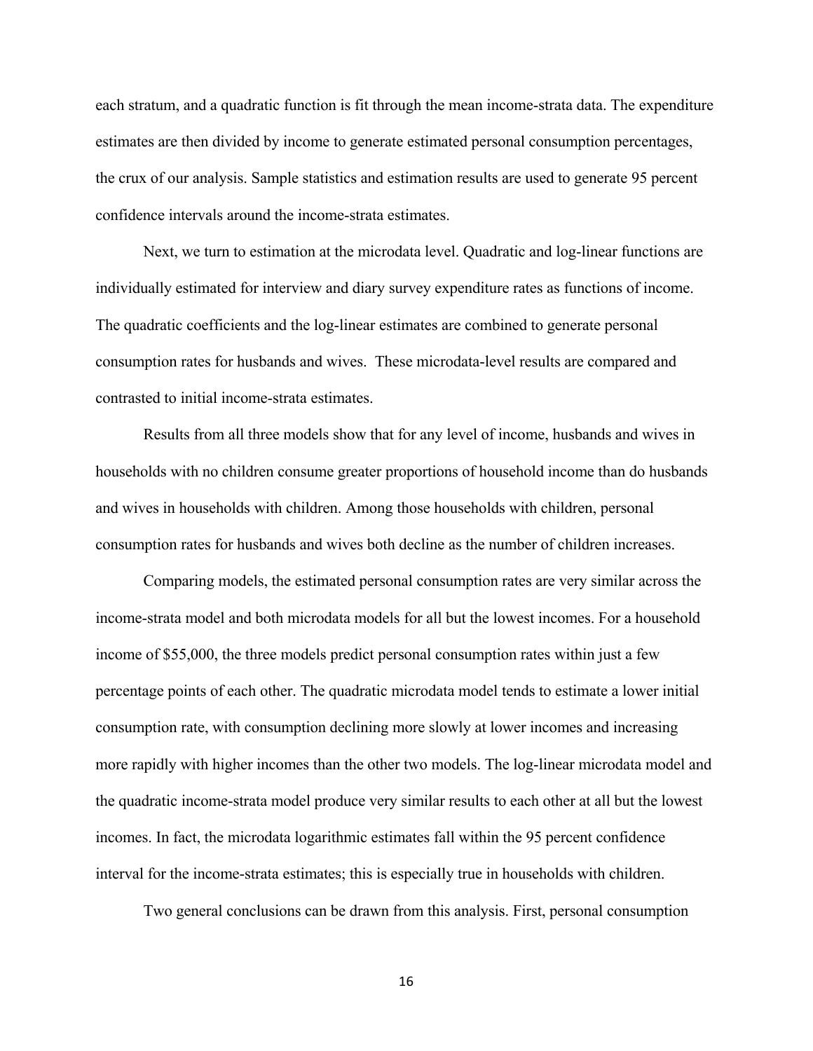each stratum, and a quadratic function is fit through the mean income-strata data. The expenditure estimates are then divided by income to generate estimated personal consumption percentages, the crux of our analysis. Sample statistics and estimation results are used to generate 95 percent confidence intervals around the income-strata estimates.

Next, we turn to estimation at the microdata level. Quadratic and log-linear functions are individually estimated for interview and diary survey expenditure rates as functions of income. The quadratic coefficients and the log-linear estimates are combined to generate personal consumption rates for husbands and wives. These microdata-level results are compared and contrasted to initial income-strata estimates.

Results from all three models show that for any level of income, husbands and wives in households with no children consume greater proportions of household income than do husbands and wives in households with children. Among those households with children, personal consumption rates for husbands and wives both decline as the number of children increases.

Comparing models, the estimated personal consumption rates are very similar across the income-strata model and both microdata models for all but the lowest incomes. For a household income of $55,000, the three models predict personal consumption rates within just a few percentage points of each other. The quadratic microdata model tends to estimate a lower initial consumption rate, with consumption declining more slowly at lower incomes and increasing more rapidly with higher incomes than the other two models. The log-linear microdata model and the quadratic income-strata model produce very similar results to each other at all but the lowest incomes. In fact, the microdata logarithmic estimates fall within the 95 percent confidence interval for the income-strata estimates; this is especially true in households with children.

Two general conclusions can be drawn from this analysis. First, personal consumption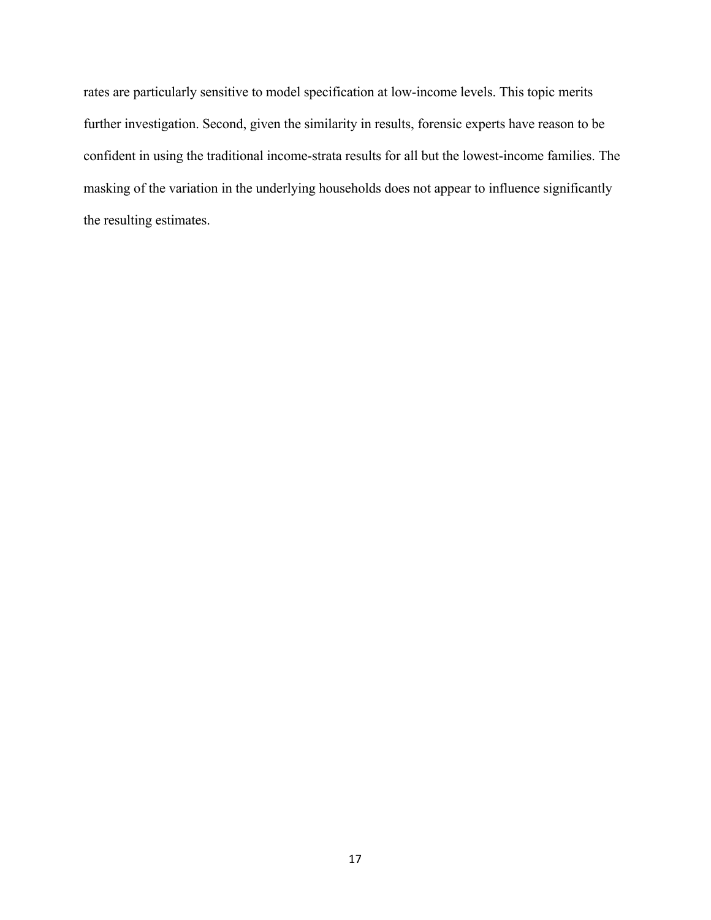rates are particularly sensitive to model specification at low-income levels. This topic merits further investigation. Second, given the similarity in results, forensic experts have reason to be confident in using the traditional income-strata results for all but the lowest-income families. The masking of the variation in the underlying households does not appear to influence significantly the resulting estimates.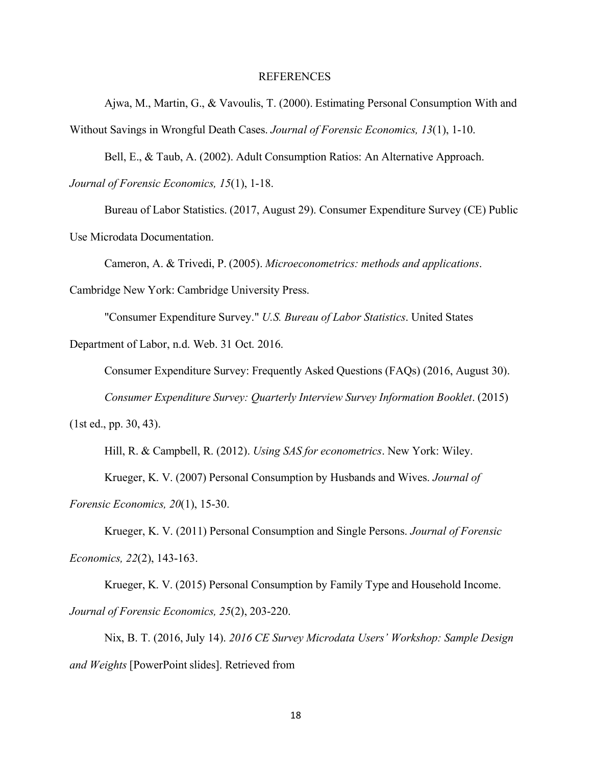# REFERENCES

Ajwa, M., Martin, G., & Vavoulis, T. (2000). Estimating Personal Consumption With and Without Savings in Wrongful Death Cases. *Journal of Forensic Economics, 13*(1), 1-10.

Bell, E., & Taub, A. (2002). Adult Consumption Ratios: An Alternative Approach. *Journal of Forensic Economics, 15*(1), 1-18.

Bureau of Labor Statistics. (2017, August 29). Consumer Expenditure Survey (CE) Public Use Microdata Documentation.

Cameron, A. & Trivedi, P. (2005). *Microeconometrics: methods and applications*. Cambridge New York: Cambridge University Press.

"Consumer Expenditure Survey." *U.S. Bureau of Labor Statistics*. United States Department of Labor, n.d. Web. 31 Oct. 2016.

Consumer Expenditure Survey: Frequently Asked Questions (FAQs) (2016, August 30).

*Consumer Expenditure Survey: Quarterly Interview Survey Information Booklet*. (2015) (1st ed., pp. 30, 43).

Hill, R. & Campbell, R. (2012). *Using SAS for econometrics*. New York: Wiley.

Krueger, K. V. (2007) Personal Consumption by Husbands and Wives. *Journal of Forensic Economics, 20*(1), 15-30.

Krueger, K. V. (2011) Personal Consumption and Single Persons. *Journal of Forensic Economics, 22*(2), 143-163.

Krueger, K. V. (2015) Personal Consumption by Family Type and Household Income. *Journal of Forensic Economics, 25*(2), 203-220.

Nix, B. T. (2016, July 14). *2016 CE Survey Microdata Users' Workshop: Sample Design and Weights* [PowerPoint slides]. Retrieved from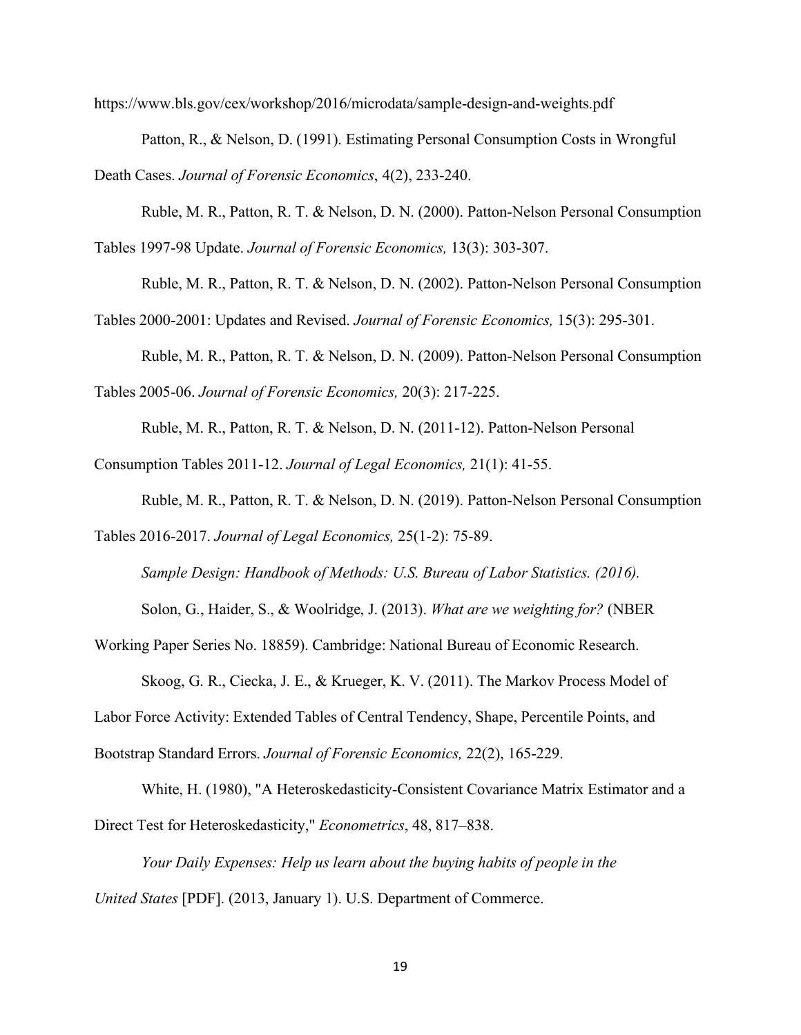https://www.bls.gov/cex/workshop/2016/microdata/sample-design-and-weights.pdf

Patton, R., & Nelson, D. (1991). Estimating Personal Consumption Costs in Wrongful Death Cases. *Journal of Forensic Economics*, 4(2), 233-240.

Ruble, M. R., Patton, R. T. & Nelson, D. N. (2000). Patton-Nelson Personal Consumption Tables 1997-98 Update. *Journal of Forensic Economics,* 13(3): 303-307.

Ruble, M. R., Patton, R. T. & Nelson, D. N. (2002). Patton-Nelson Personal Consumption Tables 2000-2001: Updates and Revised. *Journal of Forensic Economics,* 15(3): 295-301.

Ruble, M. R., Patton, R. T. & Nelson, D. N. (2009). Patton-Nelson Personal Consumption Tables 2005-06. *Journal of Forensic Economics,* 20(3): 217-225.

Ruble, M. R., Patton, R. T. & Nelson, D. N. (2011-12). Patton-Nelson Personal Consumption Tables 2011-12. *Journal of Legal Economics,* 21(1): 41-55.

Ruble, M. R., Patton, R. T. & Nelson, D. N. (2019). Patton-Nelson Personal Consumption Tables 2016-2017. *Journal of Legal Economics,* 25(1-2): 75-89.

*Sample Design: Handbook of Methods: U.S. Bureau of Labor Statistics. (2016).*

Solon, G., Haider, S., & Woolridge, J. (2013). *What are we weighting for?* (NBER Working Paper Series No. 18859). Cambridge: National Bureau of Economic Research.

Skoog, G. R., Ciecka, J. E., & Krueger, K. V. (2011). The Markov Process Model of Labor Force Activity: Extended Tables of Central Tendency, Shape, Percentile Points, and Bootstrap Standard Errors. *Journal of Forensic Economics,* 22(2), 165-229.

White, H. (1980), "A Heteroskedasticity-Consistent Covariance Matrix Estimator and a Direct Test for Heteroskedasticity," *Econometrics*, 48, 817–838.

*Your Daily Expenses: Help us learn about the buying habits of people in the United States* [PDF]. (2013, January 1). U.S. Department of Commerce.